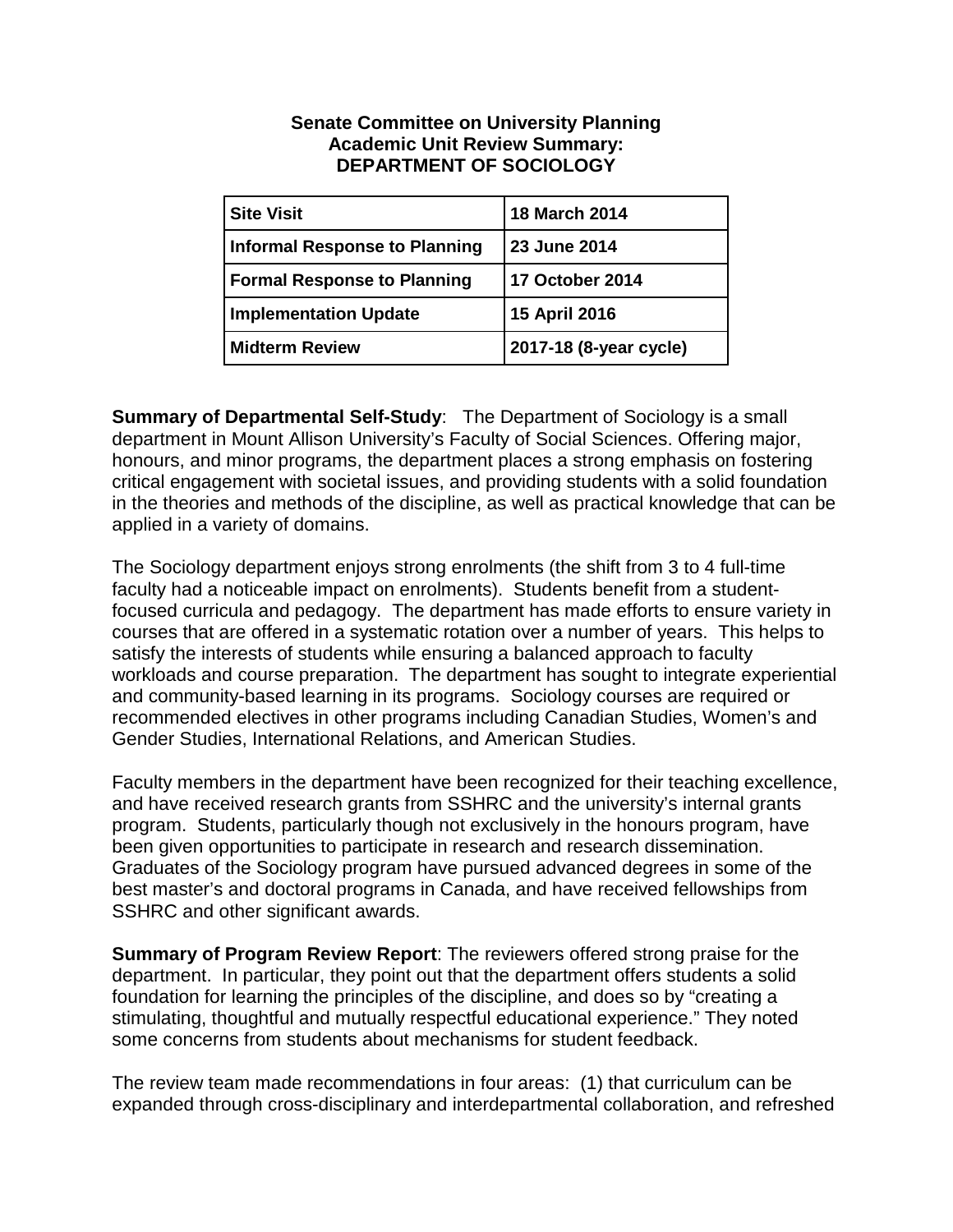**Senate Committee on University Planning**
**Academic Unit Review Summary:**
**DEPARTMENT OF SOCIOLOGY**

| **Site Visit** | **18 March 2014** |
|---|---|
| **Informal Response to Planning** | **23 June 2014** |
| **Formal Response to Planning** | **17 October 2014** |
| **Implementation Update** | **15 April 2016** |
| **Midterm Review** | **2017-18 (8-year cycle)** |

**Summary of Departmental Self-Study**: The Department of Sociology is a small department in Mount Allison University's Faculty of Social Sciences. Offering major, honours, and minor programs, the department places a strong emphasis on fostering critical engagement with societal issues, and providing students with a solid foundation in the theories and methods of the discipline, as well as practical knowledge that can be applied in a variety of domains.

The Sociology department enjoys strong enrolments (the shift from 3 to 4 full-time faculty had a noticeable impact on enrolments). Students benefit from a student-focused curricula and pedagogy. The department has made efforts to ensure variety in courses that are offered in a systematic rotation over a number of years. This helps to satisfy the interests of students while ensuring a balanced approach to faculty workloads and course preparation. The department has sought to integrate experiential and community-based learning in its programs. Sociology courses are required or recommended electives in other programs including Canadian Studies, Women's and Gender Studies, International Relations, and American Studies.

Faculty members in the department have been recognized for their teaching excellence, and have received research grants from SSHRC and the university's internal grants program. Students, particularly though not exclusively in the honours program, have been given opportunities to participate in research and research dissemination. Graduates of the Sociology program have pursued advanced degrees in some of the best master's and doctoral programs in Canada, and have received fellowships from SSHRC and other significant awards.

**Summary of Program Review Report**: The reviewers offered strong praise for the department. In particular, they point out that the department offers students a solid foundation for learning the principles of the discipline, and does so by "creating a stimulating, thoughtful and mutually respectful educational experience." They noted some concerns from students about mechanisms for student feedback.

The review team made recommendations in four areas: (1) that curriculum can be expanded through cross-disciplinary and interdepartmental collaboration, and refreshed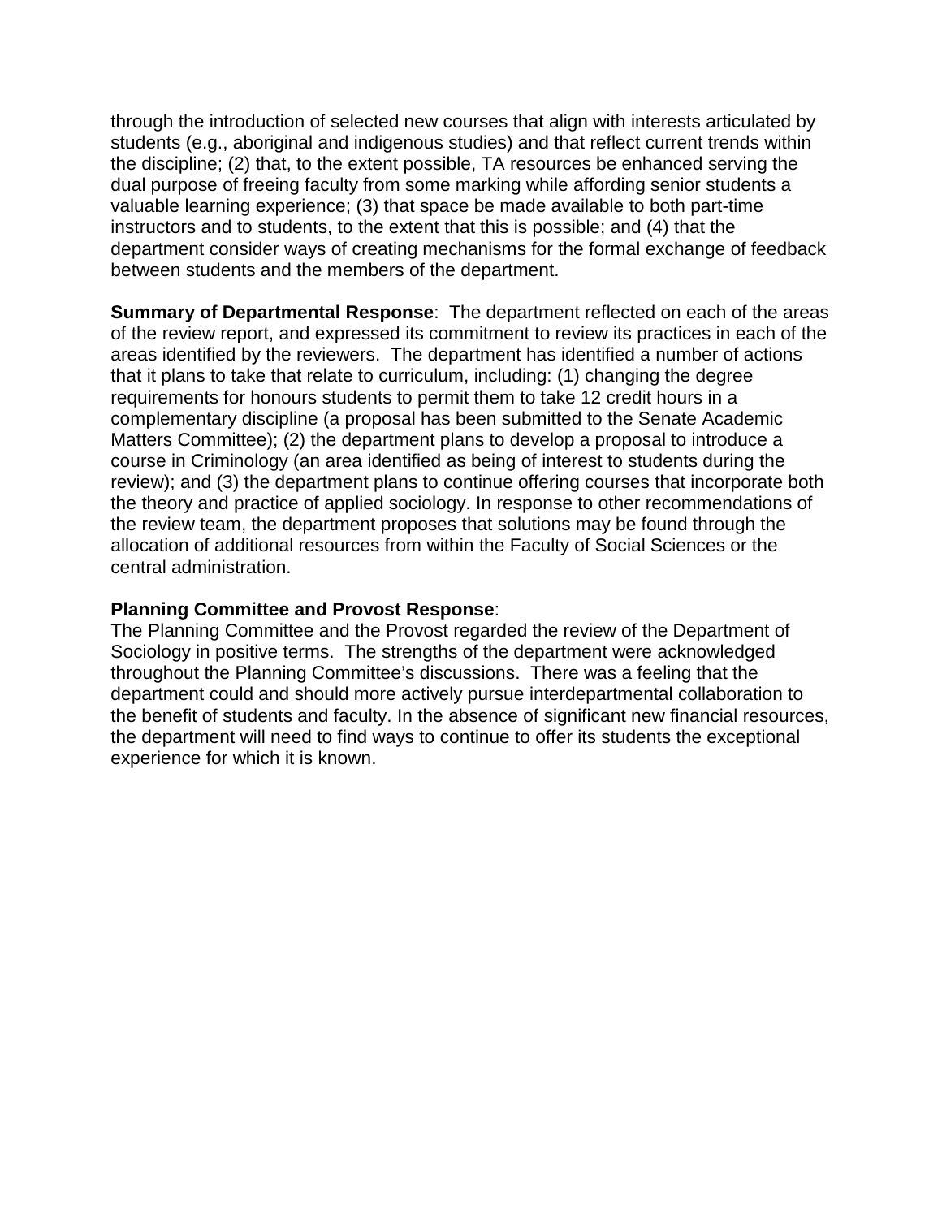through the introduction of selected new courses that align with interests articulated by students (e.g., aboriginal and indigenous studies) and that reflect current trends within the discipline; (2) that, to the extent possible, TA resources be enhanced serving the dual purpose of freeing faculty from some marking while affording senior students a valuable learning experience; (3) that space be made available to both part-time instructors and to students, to the extent that this is possible; and (4) that the department consider ways of creating mechanisms for the formal exchange of feedback between students and the members of the department.

**Summary of Departmental Response**: The department reflected on each of the areas of the review report, and expressed its commitment to review its practices in each of the areas identified by the reviewers. The department has identified a number of actions that it plans to take that relate to curriculum, including: (1) changing the degree requirements for honours students to permit them to take 12 credit hours in a complementary discipline (a proposal has been submitted to the Senate Academic Matters Committee); (2) the department plans to develop a proposal to introduce a course in Criminology (an area identified as being of interest to students during the review); and (3) the department plans to continue offering courses that incorporate both the theory and practice of applied sociology. In response to other recommendations of the review team, the department proposes that solutions may be found through the allocation of additional resources from within the Faculty of Social Sciences or the central administration.

**Planning Committee and Provost Response**:
The Planning Committee and the Provost regarded the review of the Department of Sociology in positive terms. The strengths of the department were acknowledged throughout the Planning Committee's discussions. There was a feeling that the department could and should more actively pursue interdepartmental collaboration to the benefit of students and faculty. In the absence of significant new financial resources, the department will need to find ways to continue to offer its students the exceptional experience for which it is known.